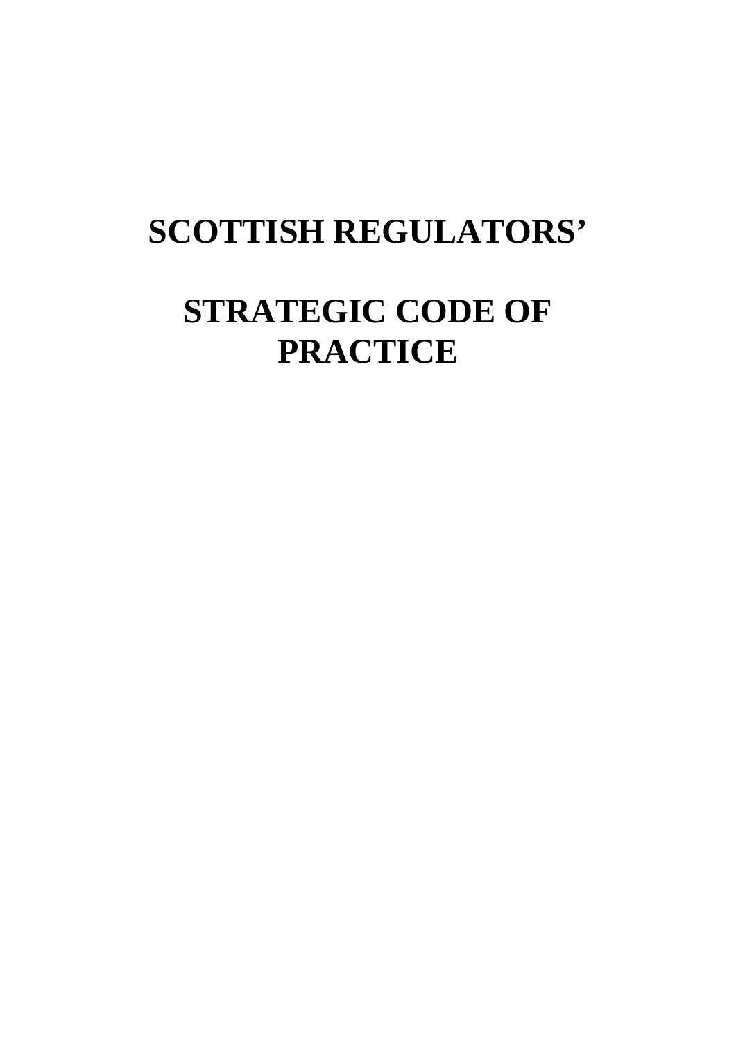# SCOTTISH REGULATORS'

# STRATEGIC CODE OF PRACTICE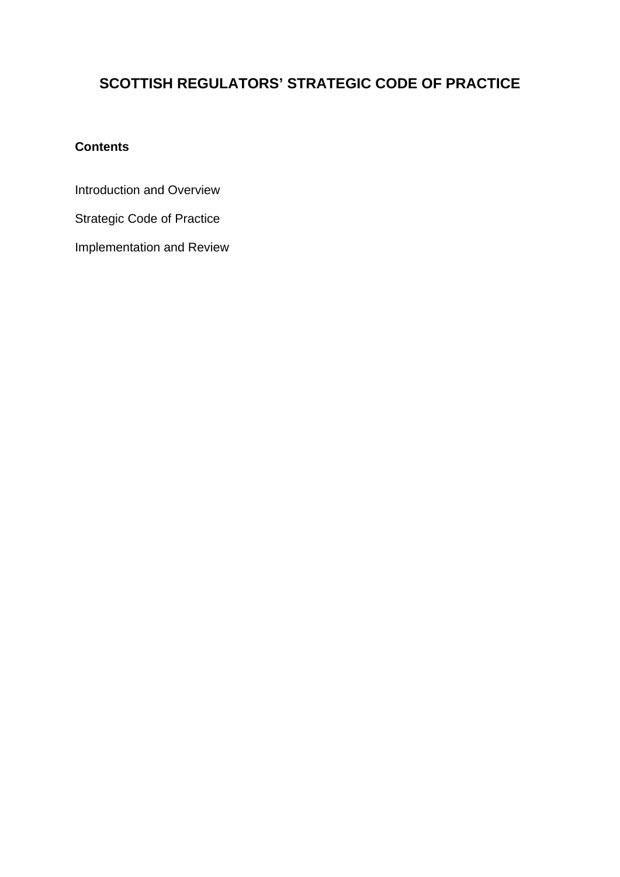# SCOTTISH REGULATORS' STRATEGIC CODE OF PRACTICE

**Contents**

Introduction and Overview

Strategic Code of Practice

Implementation and Review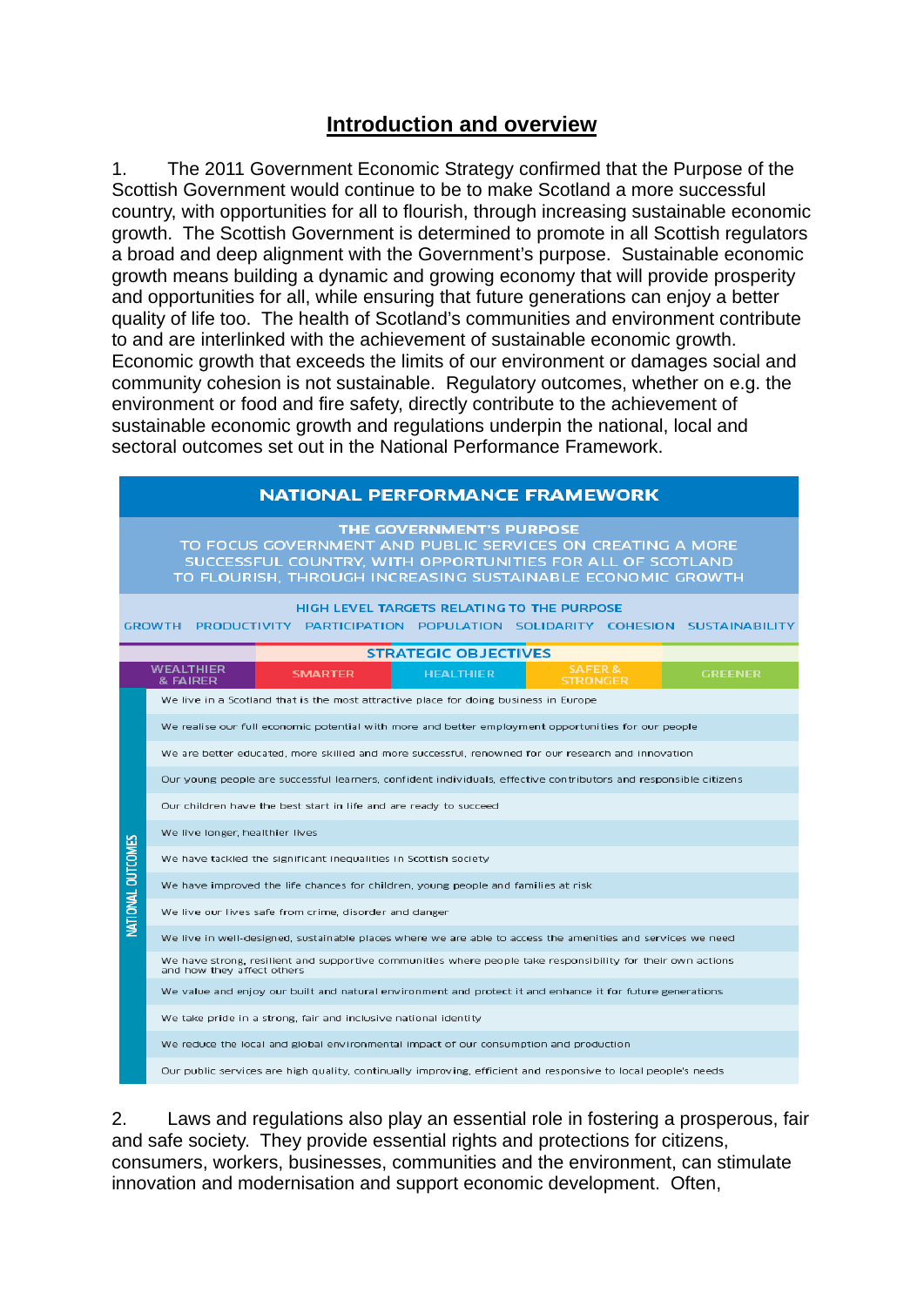## Introduction and overview

1. The 2011 Government Economic Strategy confirmed that the Purpose of the Scottish Government would continue to be to make Scotland a more successful country, with opportunities for all to flourish, through increasing sustainable economic growth. The Scottish Government is determined to promote in all Scottish regulators a broad and deep alignment with the Government's purpose. Sustainable economic growth means building a dynamic and growing economy that will provide prosperity and opportunities for all, while ensuring that future generations can enjoy a better quality of life too. The health of Scotland's communities and environment contribute to and are interlinked with the achievement of sustainable economic growth. Economic growth that exceeds the limits of our environment or damages social and community cohesion is not sustainable. Regulatory outcomes, whether on e.g. the environment or food and fire safety, directly contribute to the achievement of sustainable economic growth and regulations underpin the national, local and sectoral outcomes set out in the National Performance Framework.

| NATIONAL PERFORMANCE FRAMEWORK | | | | | |
|---|---|---|---|---|---|
| THE GOVERNMENT'S PURPOSE: TO FOCUS GOVERNMENT AND PUBLIC SERVICES ON CREATING A MORE SUCCESSFUL COUNTRY, WITH OPPORTUNITIES FOR ALL OF SCOTLAND TO FLOURISH, THROUGH INCREASING SUSTAINABLE ECONOMIC GROWTH | | | | | |
| HIGH LEVEL TARGETS RELATING TO THE PURPOSE: GROWTH, PRODUCTIVITY, PARTICIPATION, POPULATION, SOLIDARITY, COHESION, SUSTAINABILITY | | | | | |
| STRATEGIC OBJECTIVES | WEALTHIER & FAIRER | SMARTER | HEALTHIER | SAFER & STRONGER | GREENER |
| NATIONAL OUTCOMES | We live in a Scotland that is the most attractive place for doing business in Europe | | | | |
| | We realise our full economic potential with more and better employment opportunities for our people | | | | |
| | We are better educated, more skilled and more successful, renowned for our research and innovation | | | | |
| | Our young people are successful learners, confident individuals, effective contributors and responsible citizens | | | | |
| | Our children have the best start in life and are ready to succeed | | | | |
| | We live longer, healthier lives | | | | |
| | We have tackled the significant inequalities in Scottish society | | | | |
| | We have improved the life chances for children, young people and families at risk | | | | |
| | We live our lives safe from crime, disorder and danger | | | | |
| | We live in well-designed, sustainable places where we are able to access the amenities and services we need | | | | |
| | We have strong, resilient and supportive communities where people take responsibility for their own actions and how they affect others | | | | |
| | We value and enjoy our built and natural environment and protect it and enhance it for future generations | | | | |
| | We take pride in a strong, fair and inclusive national identity | | | | |
| | We reduce the local and global environmental impact of our consumption and production | | | | |
| | Our public services are high quality, continually improving, efficient and responsive to local people's needs | | | | |

2. Laws and regulations also play an essential role in fostering a prosperous, fair and safe society. They provide essential rights and protections for citizens, consumers, workers, businesses, communities and the environment, can stimulate innovation and modernisation and support economic development. Often,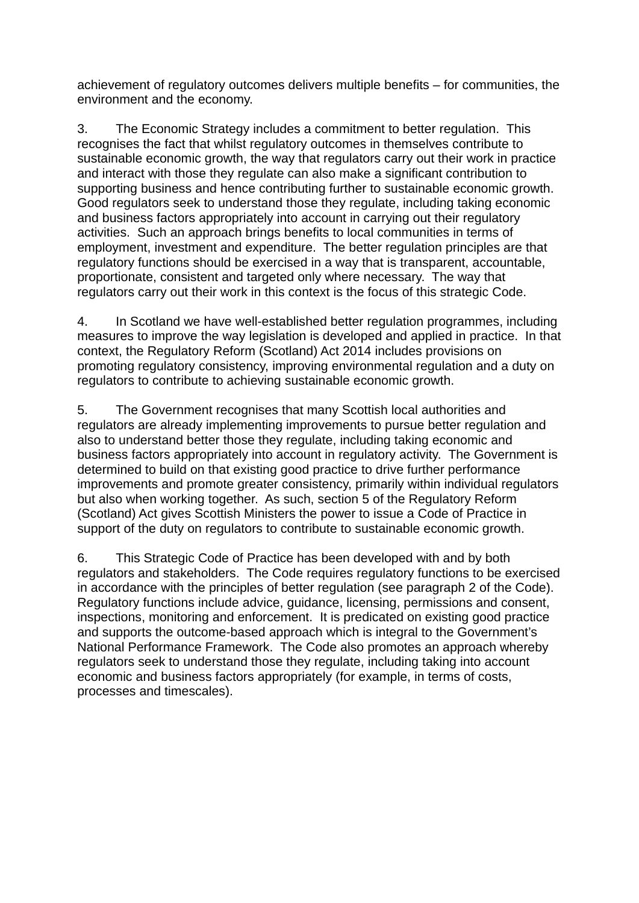achievement of regulatory outcomes delivers multiple benefits – for communities, the environment and the economy.

3. The Economic Strategy includes a commitment to better regulation. This recognises the fact that whilst regulatory outcomes in themselves contribute to sustainable economic growth, the way that regulators carry out their work in practice and interact with those they regulate can also make a significant contribution to supporting business and hence contributing further to sustainable economic growth. Good regulators seek to understand those they regulate, including taking economic and business factors appropriately into account in carrying out their regulatory activities. Such an approach brings benefits to local communities in terms of employment, investment and expenditure. The better regulation principles are that regulatory functions should be exercised in a way that is transparent, accountable, proportionate, consistent and targeted only where necessary. The way that regulators carry out their work in this context is the focus of this strategic Code.

4. In Scotland we have well-established better regulation programmes, including measures to improve the way legislation is developed and applied in practice. In that context, the Regulatory Reform (Scotland) Act 2014 includes provisions on promoting regulatory consistency, improving environmental regulation and a duty on regulators to contribute to achieving sustainable economic growth.

5. The Government recognises that many Scottish local authorities and regulators are already implementing improvements to pursue better regulation and also to understand better those they regulate, including taking economic and business factors appropriately into account in regulatory activity. The Government is determined to build on that existing good practice to drive further performance improvements and promote greater consistency, primarily within individual regulators but also when working together. As such, section 5 of the Regulatory Reform (Scotland) Act gives Scottish Ministers the power to issue a Code of Practice in support of the duty on regulators to contribute to sustainable economic growth.

6. This Strategic Code of Practice has been developed with and by both regulators and stakeholders. The Code requires regulatory functions to be exercised in accordance with the principles of better regulation (see paragraph 2 of the Code). Regulatory functions include advice, guidance, licensing, permissions and consent, inspections, monitoring and enforcement. It is predicated on existing good practice and supports the outcome-based approach which is integral to the Government's National Performance Framework. The Code also promotes an approach whereby regulators seek to understand those they regulate, including taking into account economic and business factors appropriately (for example, in terms of costs, processes and timescales).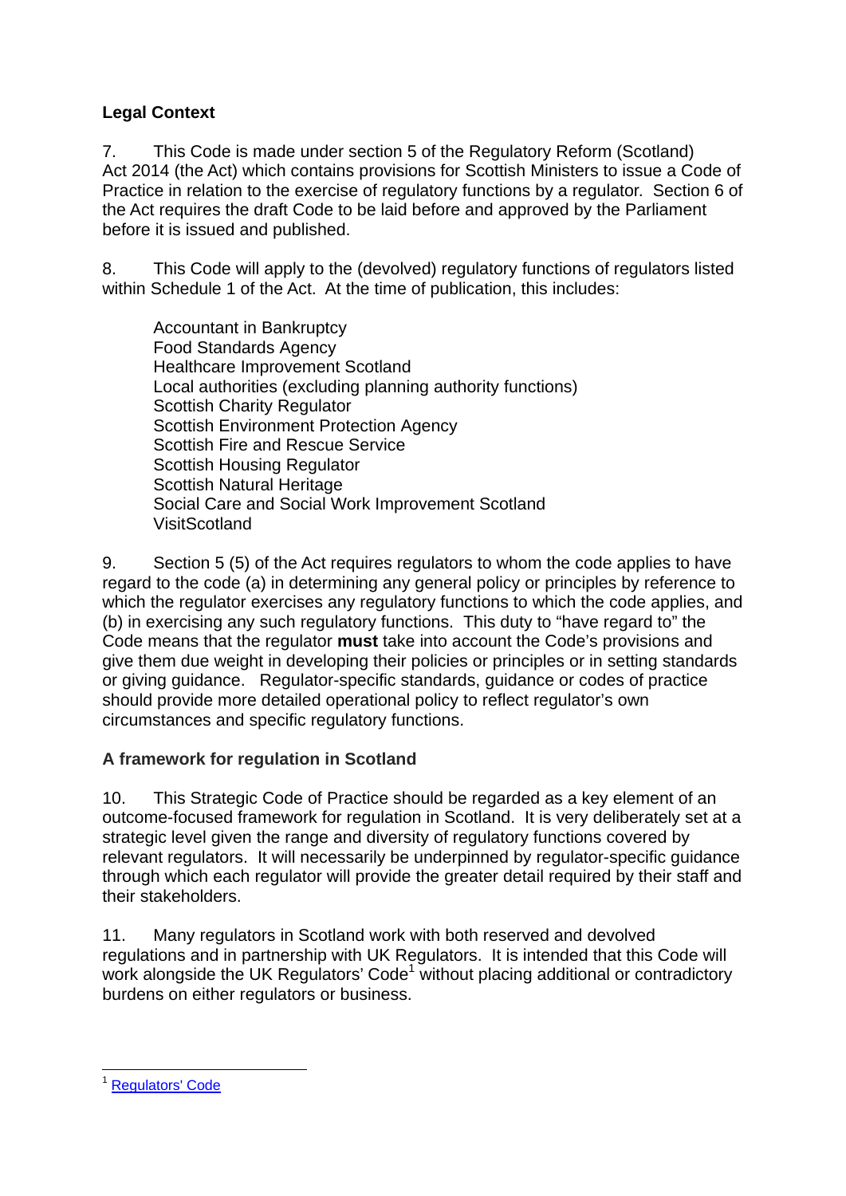**Legal Context**

7. This Code is made under section 5 of the Regulatory Reform (Scotland) Act 2014 (the Act) which contains provisions for Scottish Ministers to issue a Code of Practice in relation to the exercise of regulatory functions by a regulator. Section 6 of the Act requires the draft Code to be laid before and approved by the Parliament before it is issued and published.

8. This Code will apply to the (devolved) regulatory functions of regulators listed within Schedule 1 of the Act. At the time of publication, this includes:

Accountant in Bankruptcy
Food Standards Agency
Healthcare Improvement Scotland
Local authorities (excluding planning authority functions)
Scottish Charity Regulator
Scottish Environment Protection Agency
Scottish Fire and Rescue Service
Scottish Housing Regulator
Scottish Natural Heritage
Social Care and Social Work Improvement Scotland
VisitScotland

9. Section 5 (5) of the Act requires regulators to whom the code applies to have regard to the code (a) in determining any general policy or principles by reference to which the regulator exercises any regulatory functions to which the code applies, and (b) in exercising any such regulatory functions. This duty to "have regard to" the Code means that the regulator **must** take into account the Code's provisions and give them due weight in developing their policies or principles or in setting standards or giving guidance. Regulator-specific standards, guidance or codes of practice should provide more detailed operational policy to reflect regulator's own circumstances and specific regulatory functions.

**A framework for regulation in Scotland**

10. This Strategic Code of Practice should be regarded as a key element of an outcome-focused framework for regulation in Scotland. It is very deliberately set at a strategic level given the range and diversity of regulatory functions covered by relevant regulators. It will necessarily be underpinned by regulator-specific guidance through which each regulator will provide the greater detail required by their staff and their stakeholders.

11. Many regulators in Scotland work with both reserved and devolved regulations and in partnership with UK Regulators. It is intended that this Code will work alongside the UK Regulators' Code[1] without placing additional or contradictory burdens on either regulators or business.

---

[1] Regulators' Code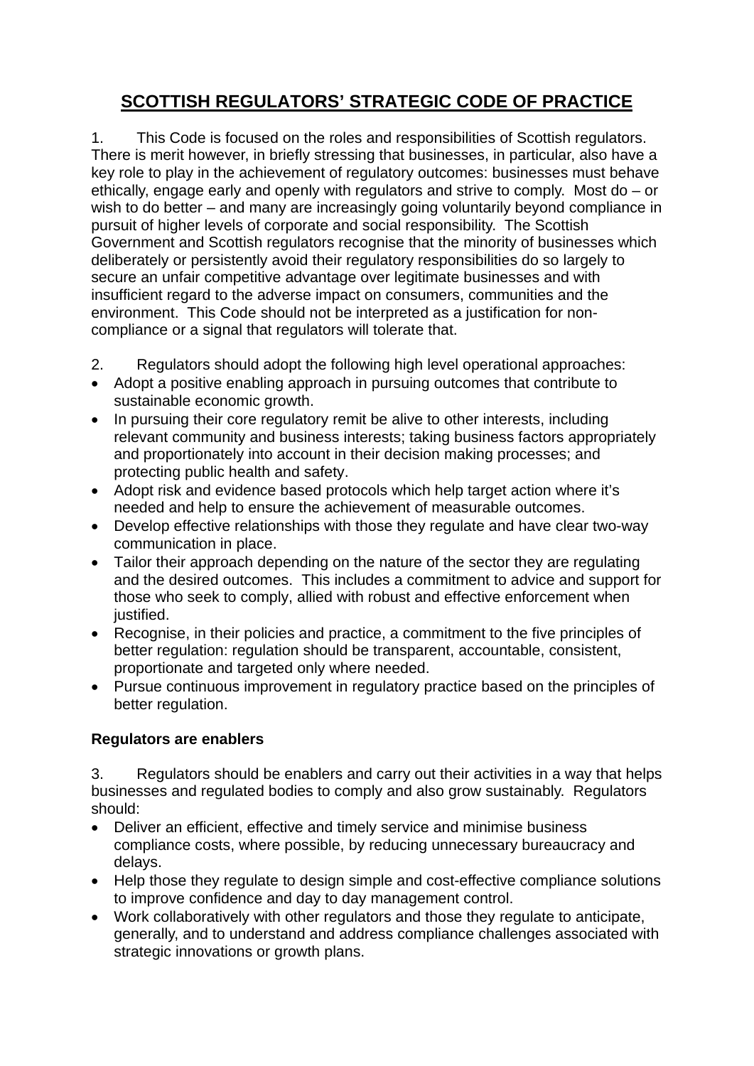# SCOTTISH REGULATORS' STRATEGIC CODE OF PRACTICE

1. This Code is focused on the roles and responsibilities of Scottish regulators. There is merit however, in briefly stressing that businesses, in particular, also have a key role to play in the achievement of regulatory outcomes: businesses must behave ethically, engage early and openly with regulators and strive to comply. Most do – or wish to do better – and many are increasingly going voluntarily beyond compliance in pursuit of higher levels of corporate and social responsibility. The Scottish Government and Scottish regulators recognise that the minority of businesses which deliberately or persistently avoid their regulatory responsibilities do so largely to secure an unfair competitive advantage over legitimate businesses and with insufficient regard to the adverse impact on consumers, communities and the environment. This Code should not be interpreted as a justification for non-compliance or a signal that regulators will tolerate that.

2. Regulators should adopt the following high level operational approaches:

- Adopt a positive enabling approach in pursuing outcomes that contribute to sustainable economic growth.
- In pursuing their core regulatory remit be alive to other interests, including relevant community and business interests; taking business factors appropriately and proportionately into account in their decision making processes; and protecting public health and safety.
- Adopt risk and evidence based protocols which help target action where it's needed and help to ensure the achievement of measurable outcomes.
- Develop effective relationships with those they regulate and have clear two-way communication in place.
- Tailor their approach depending on the nature of the sector they are regulating and the desired outcomes. This includes a commitment to advice and support for those who seek to comply, allied with robust and effective enforcement when justified.
- Recognise, in their policies and practice, a commitment to the five principles of better regulation: regulation should be transparent, accountable, consistent, proportionate and targeted only where needed.
- Pursue continuous improvement in regulatory practice based on the principles of better regulation.

**Regulators are enablers**

3. Regulators should be enablers and carry out their activities in a way that helps businesses and regulated bodies to comply and also grow sustainably. Regulators should:

- Deliver an efficient, effective and timely service and minimise business compliance costs, where possible, by reducing unnecessary bureaucracy and delays.
- Help those they regulate to design simple and cost-effective compliance solutions to improve confidence and day to day management control.
- Work collaboratively with other regulators and those they regulate to anticipate, generally, and to understand and address compliance challenges associated with strategic innovations or growth plans.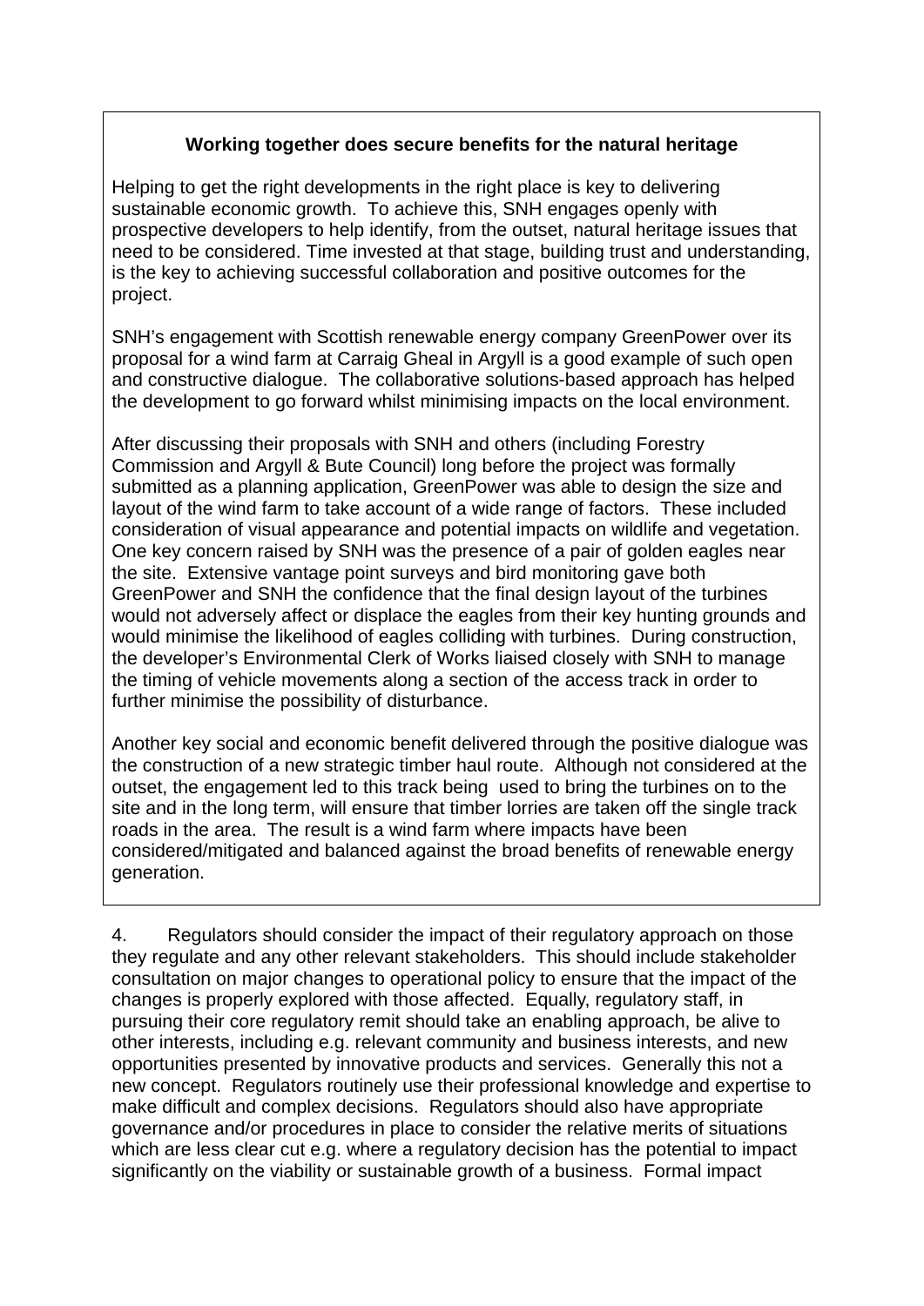**Working together does secure benefits for the natural heritage**

Helping to get the right developments in the right place is key to delivering sustainable economic growth. To achieve this, SNH engages openly with prospective developers to help identify, from the outset, natural heritage issues that need to be considered. Time invested at that stage, building trust and understanding, is the key to achieving successful collaboration and positive outcomes for the project.

SNH's engagement with Scottish renewable energy company GreenPower over its proposal for a wind farm at Carraig Gheal in Argyll is a good example of such open and constructive dialogue. The collaborative solutions-based approach has helped the development to go forward whilst minimising impacts on the local environment.

After discussing their proposals with SNH and others (including Forestry Commission and Argyll & Bute Council) long before the project was formally submitted as a planning application, GreenPower was able to design the size and layout of the wind farm to take account of a wide range of factors. These included consideration of visual appearance and potential impacts on wildlife and vegetation. One key concern raised by SNH was the presence of a pair of golden eagles near the site. Extensive vantage point surveys and bird monitoring gave both GreenPower and SNH the confidence that the final design layout of the turbines would not adversely affect or displace the eagles from their key hunting grounds and would minimise the likelihood of eagles colliding with turbines. During construction, the developer's Environmental Clerk of Works liaised closely with SNH to manage the timing of vehicle movements along a section of the access track in order to further minimise the possibility of disturbance.

Another key social and economic benefit delivered through the positive dialogue was the construction of a new strategic timber haul route. Although not considered at the outset, the engagement led to this track being used to bring the turbines on to the site and in the long term, will ensure that timber lorries are taken off the single track roads in the area. The result is a wind farm where impacts have been considered/mitigated and balanced against the broad benefits of renewable energy generation.

4. Regulators should consider the impact of their regulatory approach on those they regulate and any other relevant stakeholders. This should include stakeholder consultation on major changes to operational policy to ensure that the impact of the changes is properly explored with those affected. Equally, regulatory staff, in pursuing their core regulatory remit should take an enabling approach, be alive to other interests, including e.g. relevant community and business interests, and new opportunities presented by innovative products and services. Generally this not a new concept. Regulators routinely use their professional knowledge and expertise to make difficult and complex decisions. Regulators should also have appropriate governance and/or procedures in place to consider the relative merits of situations which are less clear cut e.g. where a regulatory decision has the potential to impact significantly on the viability or sustainable growth of a business. Formal impact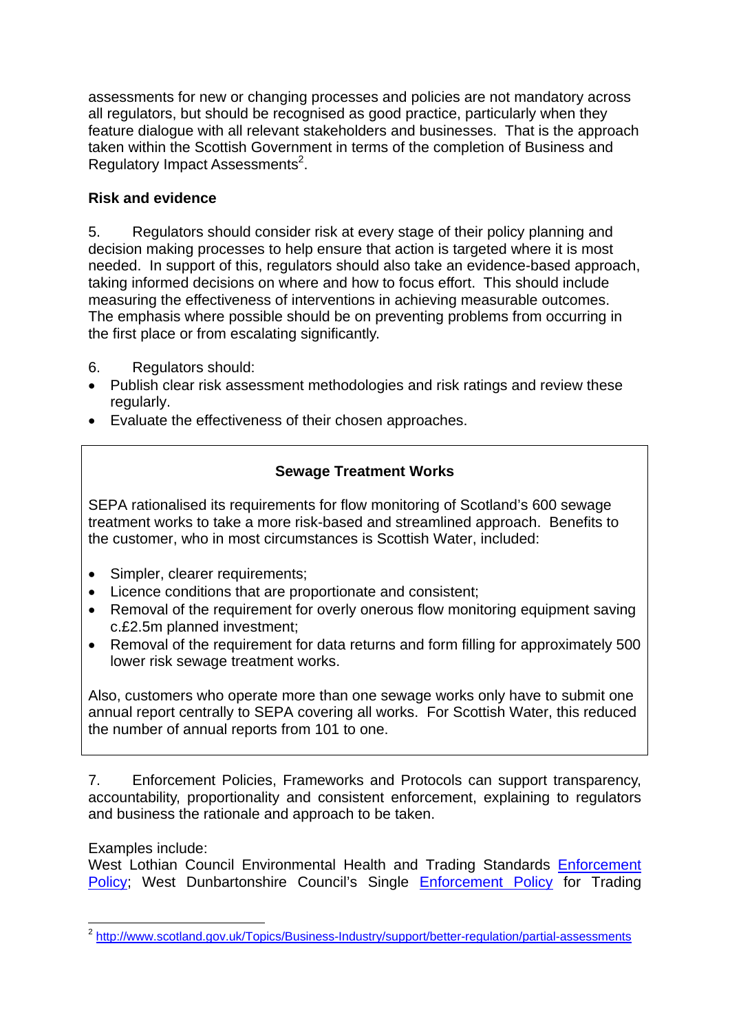assessments for new or changing processes and policies are not mandatory across all regulators, but should be recognised as good practice, particularly when they feature dialogue with all relevant stakeholders and businesses. That is the approach taken within the Scottish Government in terms of the completion of Business and Regulatory Impact Assessments[2].

**Risk and evidence**

5. Regulators should consider risk at every stage of their policy planning and decision making processes to help ensure that action is targeted where it is most needed. In support of this, regulators should also take an evidence-based approach, taking informed decisions on where and how to focus effort. This should include measuring the effectiveness of interventions in achieving measurable outcomes. The emphasis where possible should be on preventing problems from occurring in the first place or from escalating significantly.

6. Regulators should:

- Publish clear risk assessment methodologies and risk ratings and review these regularly.
- Evaluate the effectiveness of their chosen approaches.

**Sewage Treatment Works**

SEPA rationalised its requirements for flow monitoring of Scotland's 600 sewage treatment works to take a more risk-based and streamlined approach. Benefits to the customer, who in most circumstances is Scottish Water, included:

- Simpler, clearer requirements;
- Licence conditions that are proportionate and consistent;
- Removal of the requirement for overly onerous flow monitoring equipment saving c.£2.5m planned investment;
- Removal of the requirement for data returns and form filling for approximately 500 lower risk sewage treatment works.

Also, customers who operate more than one sewage works only have to submit one annual report centrally to SEPA covering all works. For Scottish Water, this reduced the number of annual reports from 101 to one.

7. Enforcement Policies, Frameworks and Protocols can support transparency, accountability, proportionality and consistent enforcement, explaining to regulators and business the rationale and approach to be taken.

Examples include:
West Lothian Council Environmental Health and Trading Standards Enforcement Policy; West Dunbartonshire Council's Single Enforcement Policy for Trading

[2] http://www.scotland.gov.uk/Topics/Business-Industry/support/better-regulation/partial-assessments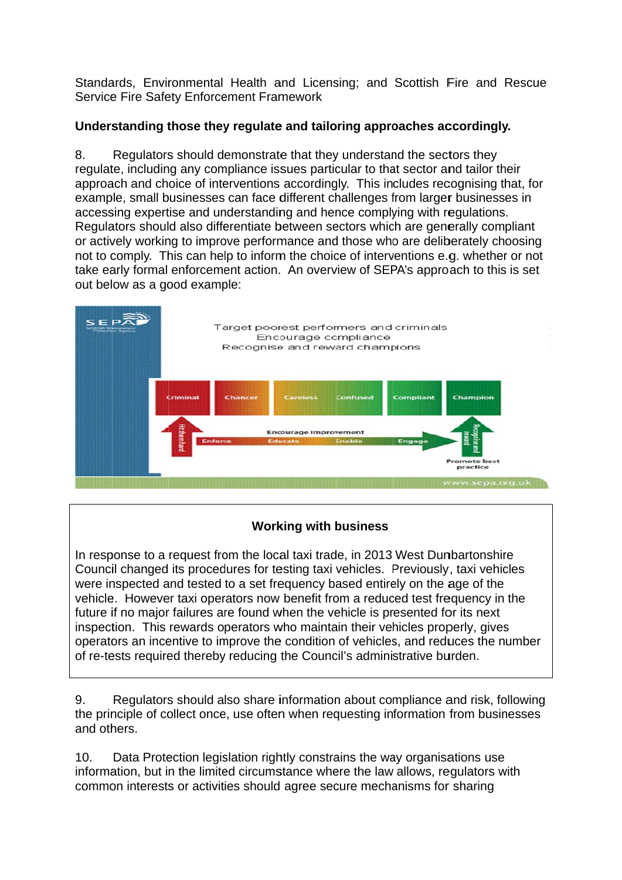Standards, Environmental Health and Licensing; and Scottish Fire and Rescue Service Fire Safety Enforcement Framework

**Understanding those they regulate and tailoring approaches accordingly.**

8. Regulators should demonstrate that they understand the sectors they regulate, including any compliance issues particular to that sector and tailor their approach and choice of interventions accordingly. This includes recognising that, for example, small businesses can face different challenges from larger businesses in accessing expertise and understanding and hence complying with regulations. Regulators should also differentiate between sectors which are generally compliant or actively working to improve performance and those who are deliberately choosing not to comply. This can help to inform the choice of interventions e.g. whether or not take early formal enforcement action. An overview of SEPA's approach to this is set out below as a good example:

**Working with business**

In response to a request from the local taxi trade, in 2013 West Dunbartonshire Council changed its procedures for testing taxi vehicles. Previously, taxi vehicles were inspected and tested to a set frequency based entirely on the age of the vehicle. However taxi operators now benefit from a reduced test frequency in the future if no major failures are found when the vehicle is presented for its next inspection. This rewards operators who maintain their vehicles properly, gives operators an incentive to improve the condition of vehicles, and reduces the number of re-tests required thereby reducing the Council's administrative burden.

9. Regulators should also share information about compliance and risk, following the principle of collect once, use often when requesting information from businesses and others.

10. Data Protection legislation rightly constrains the way organisations use information, but in the limited circumstance where the law allows, regulators with common interests or activities should agree secure mechanisms for sharing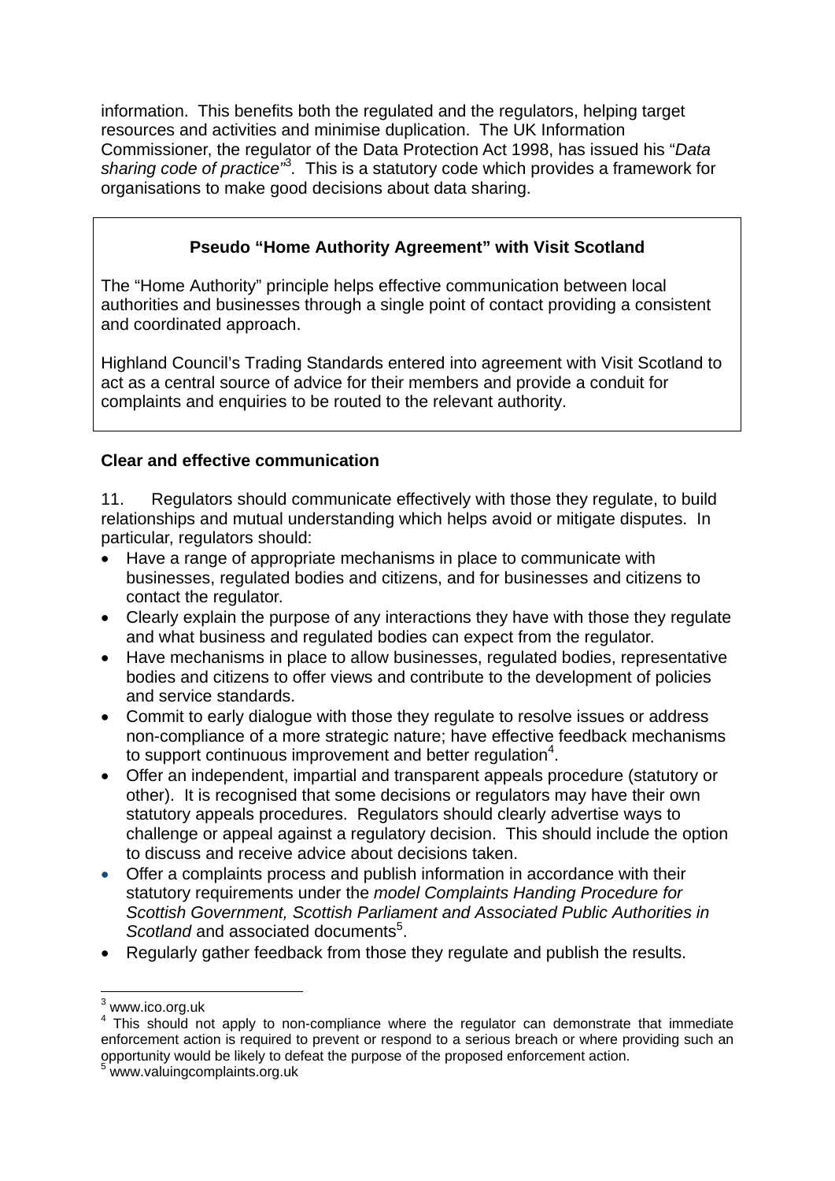information. This benefits both the regulated and the regulators, helping target resources and activities and minimise duplication. The UK Information Commissioner, the regulator of the Data Protection Act 1998, has issued his "*Data sharing code of practice*"[3]. This is a statutory code which provides a framework for organisations to make good decisions about data sharing.

**Pseudo "Home Authority Agreement" with Visit Scotland**

The "Home Authority" principle helps effective communication between local authorities and businesses through a single point of contact providing a consistent and coordinated approach.

Highland Council's Trading Standards entered into agreement with Visit Scotland to act as a central source of advice for their members and provide a conduit for complaints and enquiries to be routed to the relevant authority.

**Clear and effective communication**

11. Regulators should communicate effectively with those they regulate, to build relationships and mutual understanding which helps avoid or mitigate disputes. In particular, regulators should:

- Have a range of appropriate mechanisms in place to communicate with businesses, regulated bodies and citizens, and for businesses and citizens to contact the regulator.
- Clearly explain the purpose of any interactions they have with those they regulate and what business and regulated bodies can expect from the regulator.
- Have mechanisms in place to allow businesses, regulated bodies, representative bodies and citizens to offer views and contribute to the development of policies and service standards.
- Commit to early dialogue with those they regulate to resolve issues or address non-compliance of a more strategic nature; have effective feedback mechanisms to support continuous improvement and better regulation[4].
- Offer an independent, impartial and transparent appeals procedure (statutory or other). It is recognised that some decisions or regulators may have their own statutory appeals procedures. Regulators should clearly advertise ways to challenge or appeal against a regulatory decision. This should include the option to discuss and receive advice about decisions taken.
- Offer a complaints process and publish information in accordance with their statutory requirements under the *model Complaints Handing Procedure for Scottish Government, Scottish Parliament and Associated Public Authorities in Scotland* and associated documents[5].
- Regularly gather feedback from those they regulate and publish the results.

---

[3] www.ico.org.uk

[4] This should not apply to non-compliance where the regulator can demonstrate that immediate enforcement action is required to prevent or respond to a serious breach or where providing such an opportunity would be likely to defeat the purpose of the proposed enforcement action.

[5] www.valuingcomplaints.org.uk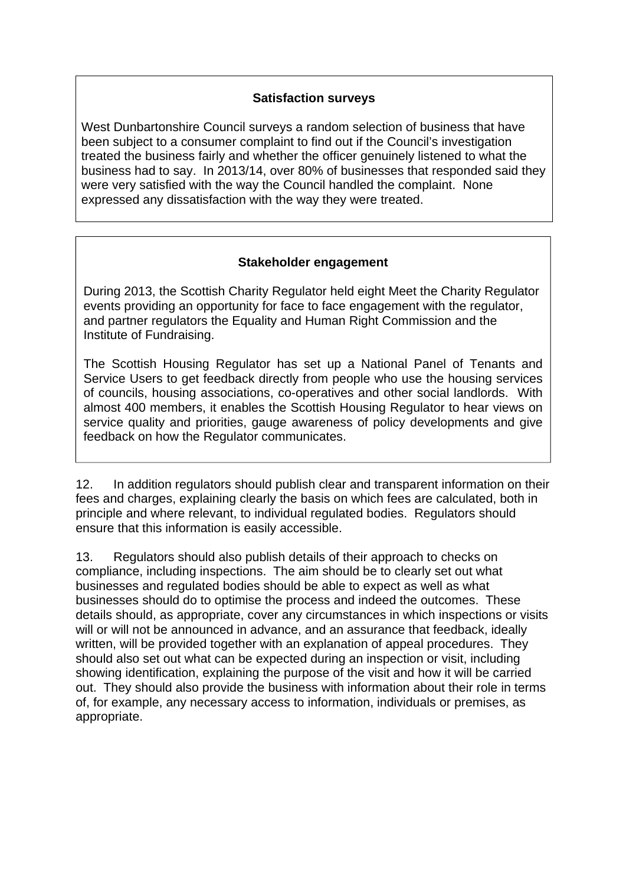**Satisfaction surveys**

West Dunbartonshire Council surveys a random selection of business that have been subject to a consumer complaint to find out if the Council's investigation treated the business fairly and whether the officer genuinely listened to what the business had to say. In 2013/14, over 80% of businesses that responded said they were very satisfied with the way the Council handled the complaint. None expressed any dissatisfaction with the way they were treated.

**Stakeholder engagement**

During 2013, the Scottish Charity Regulator held eight Meet the Charity Regulator events providing an opportunity for face to face engagement with the regulator, and partner regulators the Equality and Human Right Commission and the Institute of Fundraising.

The Scottish Housing Regulator has set up a National Panel of Tenants and Service Users to get feedback directly from people who use the housing services of councils, housing associations, co-operatives and other social landlords. With almost 400 members, it enables the Scottish Housing Regulator to hear views on service quality and priorities, gauge awareness of policy developments and give feedback on how the Regulator communicates.

12. In addition regulators should publish clear and transparent information on their fees and charges, explaining clearly the basis on which fees are calculated, both in principle and where relevant, to individual regulated bodies. Regulators should ensure that this information is easily accessible.

13. Regulators should also publish details of their approach to checks on compliance, including inspections. The aim should be to clearly set out what businesses and regulated bodies should be able to expect as well as what businesses should do to optimise the process and indeed the outcomes. These details should, as appropriate, cover any circumstances in which inspections or visits will or will not be announced in advance, and an assurance that feedback, ideally written, will be provided together with an explanation of appeal procedures. They should also set out what can be expected during an inspection or visit, including showing identification, explaining the purpose of the visit and how it will be carried out. They should also provide the business with information about their role in terms of, for example, any necessary access to information, individuals or premises, as appropriate.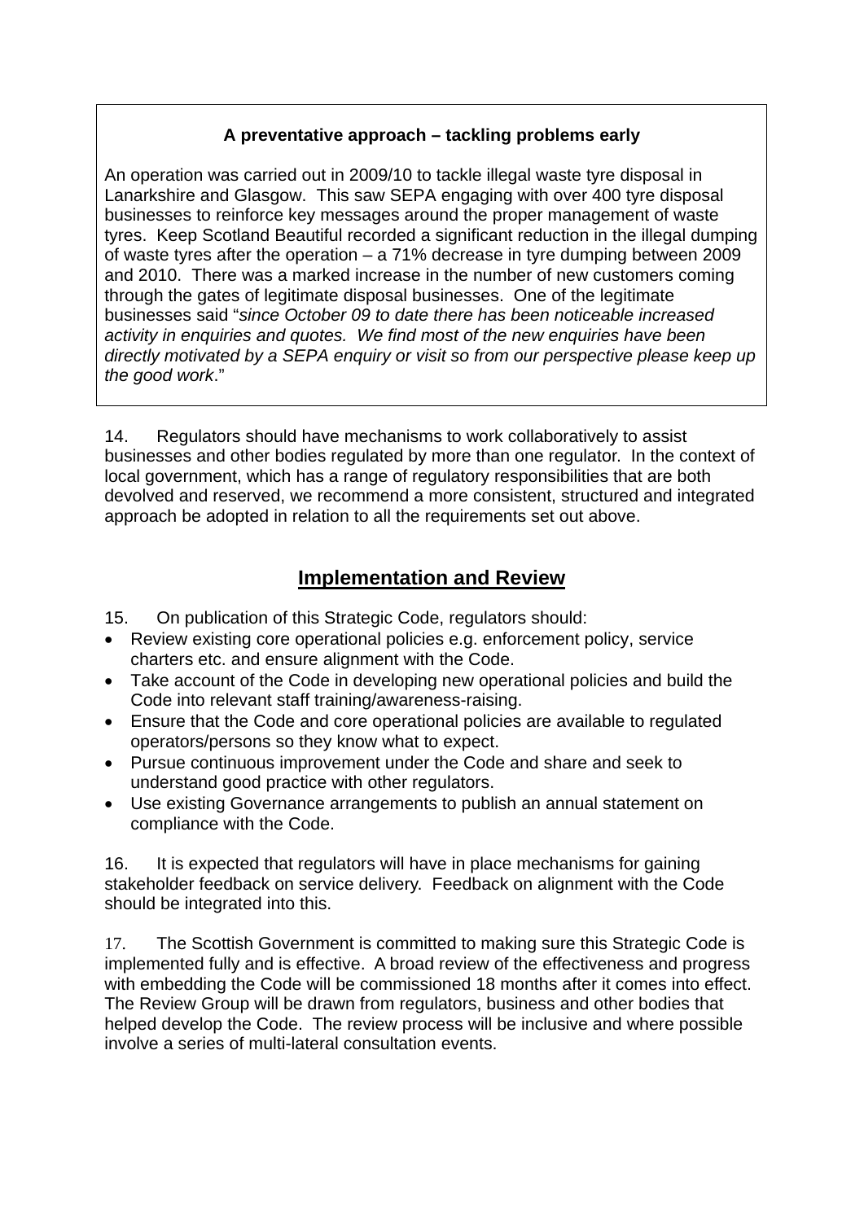**A preventative approach – tackling problems early**

An operation was carried out in 2009/10 to tackle illegal waste tyre disposal in Lanarkshire and Glasgow. This saw SEPA engaging with over 400 tyre disposal businesses to reinforce key messages around the proper management of waste tyres. Keep Scotland Beautiful recorded a significant reduction in the illegal dumping of waste tyres after the operation – a 71% decrease in tyre dumping between 2009 and 2010. There was a marked increase in the number of new customers coming through the gates of legitimate disposal businesses. One of the legitimate businesses said "*since October 09 to date there has been noticeable increased activity in enquiries and quotes. We find most of the new enquiries have been directly motivated by a SEPA enquiry or visit so from our perspective please keep up the good work*."

14. Regulators should have mechanisms to work collaboratively to assist businesses and other bodies regulated by more than one regulator. In the context of local government, which has a range of regulatory responsibilities that are both devolved and reserved, we recommend a more consistent, structured and integrated approach be adopted in relation to all the requirements set out above.

## Implementation and Review

15. On publication of this Strategic Code, regulators should:

- Review existing core operational policies e.g. enforcement policy, service charters etc. and ensure alignment with the Code.
- Take account of the Code in developing new operational policies and build the Code into relevant staff training/awareness-raising.
- Ensure that the Code and core operational policies are available to regulated operators/persons so they know what to expect.
- Pursue continuous improvement under the Code and share and seek to understand good practice with other regulators.
- Use existing Governance arrangements to publish an annual statement on compliance with the Code.

16. It is expected that regulators will have in place mechanisms for gaining stakeholder feedback on service delivery. Feedback on alignment with the Code should be integrated into this.

17. The Scottish Government is committed to making sure this Strategic Code is implemented fully and is effective. A broad review of the effectiveness and progress with embedding the Code will be commissioned 18 months after it comes into effect. The Review Group will be drawn from regulators, business and other bodies that helped develop the Code. The review process will be inclusive and where possible involve a series of multi-lateral consultation events.